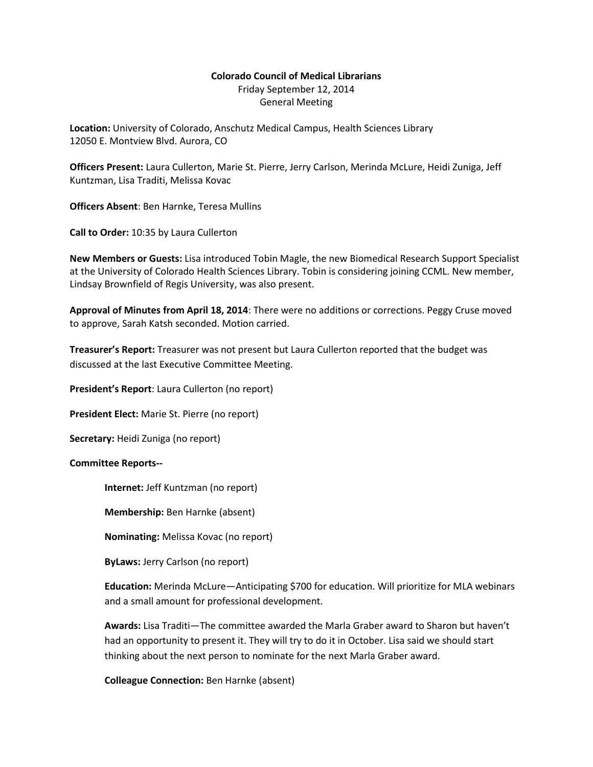**Colorado Council of Medical Librarians**
Friday September 12, 2014
General Meeting

**Location:** University of Colorado, Anschutz Medical Campus, Health Sciences Library
12050 E. Montview Blvd. Aurora, CO

**Officers Present:** Laura Cullerton, Marie St. Pierre, Jerry Carlson, Merinda McLure, Heidi Zuniga, Jeff Kuntzman, Lisa Traditi, Melissa Kovac

**Officers Absent**: Ben Harnke, Teresa Mullins

**Call to Order:** 10:35 by Laura Cullerton

**New Members or Guests:** Lisa introduced Tobin Magle, the new Biomedical Research Support Specialist at the University of Colorado Health Sciences Library. Tobin is considering joining CCML. New member, Lindsay Brownfield of Regis University, was also present.

**Approval of Minutes from April 18, 2014**: There were no additions or corrections. Peggy Cruse moved to approve, Sarah Katsh seconded. Motion carried.

**Treasurer's Report:** Treasurer was not present but Laura Cullerton reported that the budget was discussed at the last Executive Committee Meeting.

**President's Report**: Laura Cullerton (no report)

**President Elect:** Marie St. Pierre (no report)

**Secretary:** Heidi Zuniga (no report)

**Committee Reports--**

> **Internet:** Jeff Kuntzman (no report)
>
> **Membership:** Ben Harnke (absent)
>
> **Nominating:** Melissa Kovac (no report)
>
> **ByLaws:** Jerry Carlson (no report)
>
> **Education:** Merinda McLure—Anticipating $700 for education. Will prioritize for MLA webinars and a small amount for professional development.
>
> **Awards:** Lisa Traditi—The committee awarded the Marla Graber award to Sharon but haven't had an opportunity to present it. They will try to do it in October. Lisa said we should start thinking about the next person to nominate for the next Marla Graber award.
>
> **Colleague Connection:** Ben Harnke (absent)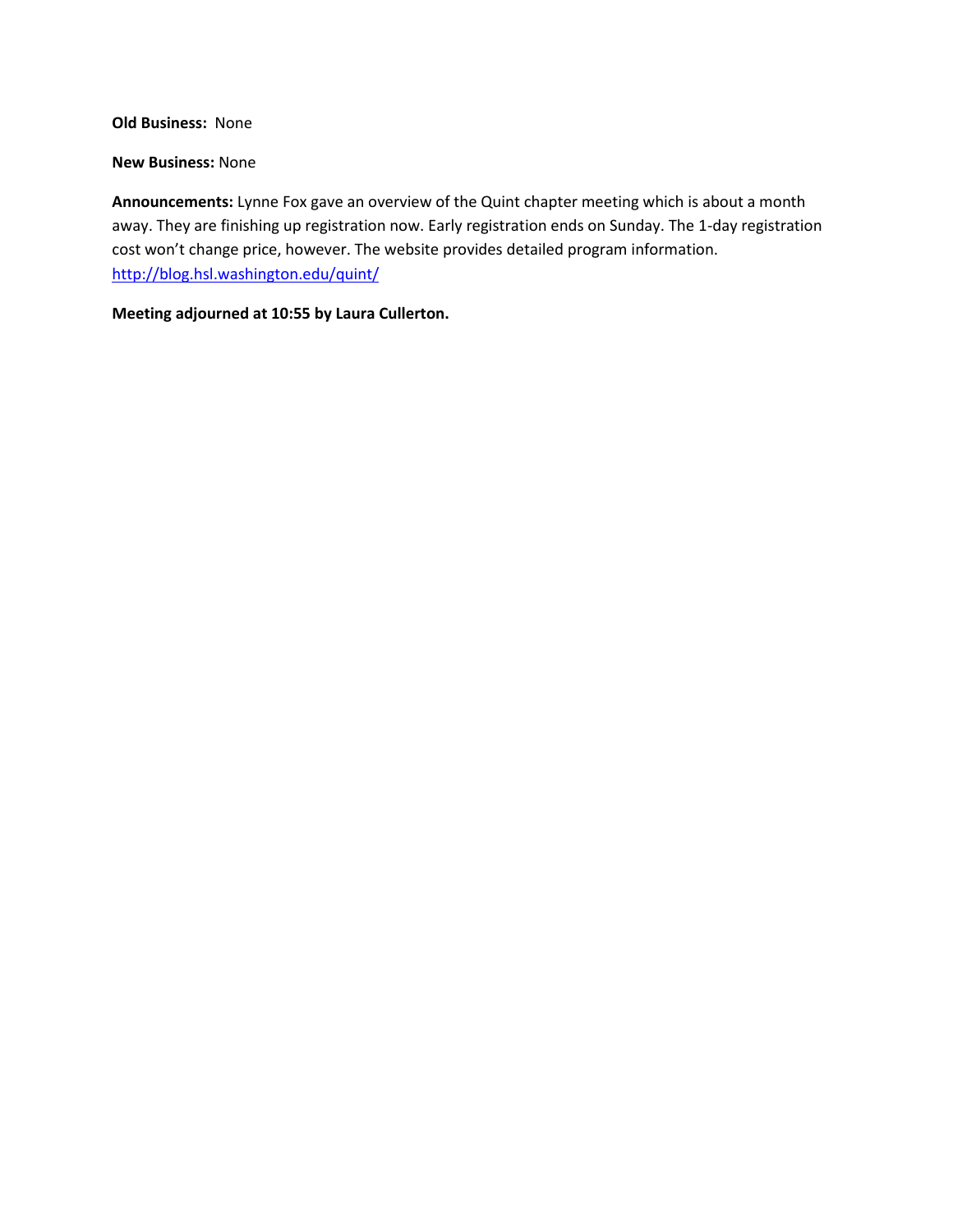**Old Business:** None

**New Business:** None

**Announcements:** Lynne Fox gave an overview of the Quint chapter meeting which is about a month away. They are finishing up registration now. Early registration ends on Sunday. The 1-day registration cost won't change price, however. The website provides detailed program information. http://blog.hsl.washington.edu/quint/

**Meeting adjourned at 10:55 by Laura Cullerton.**